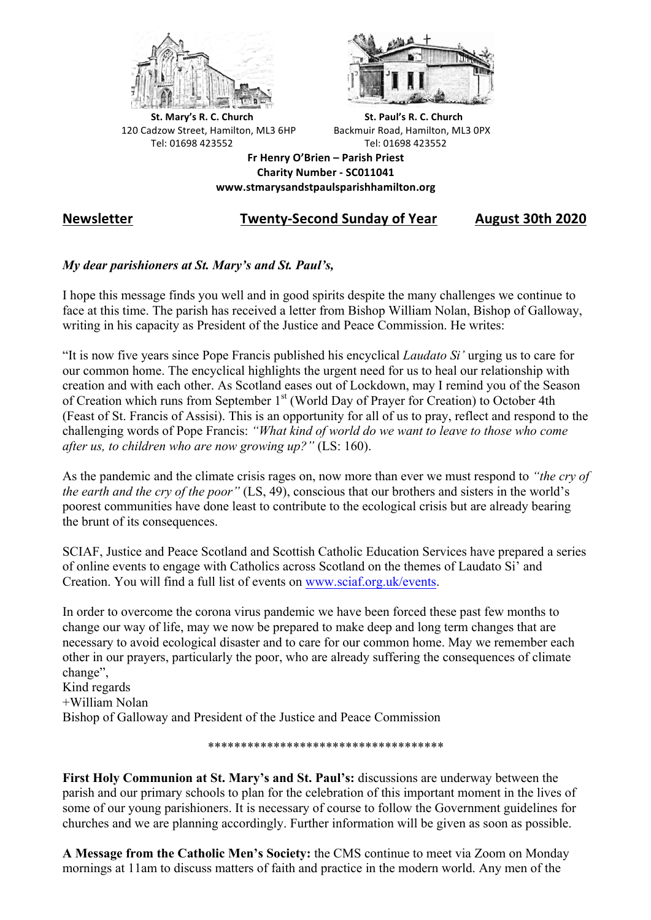**St. Mary's R. C. Church**
120 Cadzow Street, Hamilton, ML3 6HP
Tel: 01698 423552

**St. Paul's R. C. Church**
Backmuir Road, Hamilton, ML3 0PX
Tel: 01698 423552

**Fr Henry O'Brien – Parish Priest**
**Charity Number - SC011041**
**www.stmarysandstpaulsparishhamilton.org**

**Newsletter** | **Twenty-Second Sunday of Year** | **August 30th 2020**

*My dear parishioners at St. Mary's and St. Paul's,*

I hope this message finds you well and in good spirits despite the many challenges we continue to face at this time. The parish has received a letter from Bishop William Nolan, Bishop of Galloway, writing in his capacity as President of the Justice and Peace Commission. He writes:

"It is now five years since Pope Francis published his encyclical *Laudato Si'* urging us to care for our common home. The encyclical highlights the urgent need for us to heal our relationship with creation and with each other. As Scotland eases out of Lockdown, may I remind you of the Season of Creation which runs from September 1st (World Day of Prayer for Creation) to October 4th (Feast of St. Francis of Assisi). This is an opportunity for all of us to pray, reflect and respond to the challenging words of Pope Francis: *"What kind of world do we want to leave to those who come after us, to children who are now growing up?"* (LS: 160).

As the pandemic and the climate crisis rages on, now more than ever we must respond to *"the cry of the earth and the cry of the poor"* (LS, 49), conscious that our brothers and sisters in the world's poorest communities have done least to contribute to the ecological crisis but are already bearing the brunt of its consequences.

SCIAF, Justice and Peace Scotland and Scottish Catholic Education Services have prepared a series of online events to engage with Catholics across Scotland on the themes of Laudato Si' and Creation. You will find a full list of events on www.sciaf.org.uk/events.

In order to overcome the corona virus pandemic we have been forced these past few months to change our way of life, may we now be prepared to make deep and long term changes that are necessary to avoid ecological disaster and to care for our common home. May we remember each other in our prayers, particularly the poor, who are already suffering the consequences of climate change",

Kind regards
+William Nolan
Bishop of Galloway and President of the Justice and Peace Commission

************************************

**First Holy Communion at St. Mary's and St. Paul's:** discussions are underway between the parish and our primary schools to plan for the celebration of this important moment in the lives of some of our young parishioners. It is necessary of course to follow the Government guidelines for churches and we are planning accordingly. Further information will be given as soon as possible.

**A Message from the Catholic Men's Society:** the CMS continue to meet via Zoom on Monday mornings at 11am to discuss matters of faith and practice in the modern world. Any men of the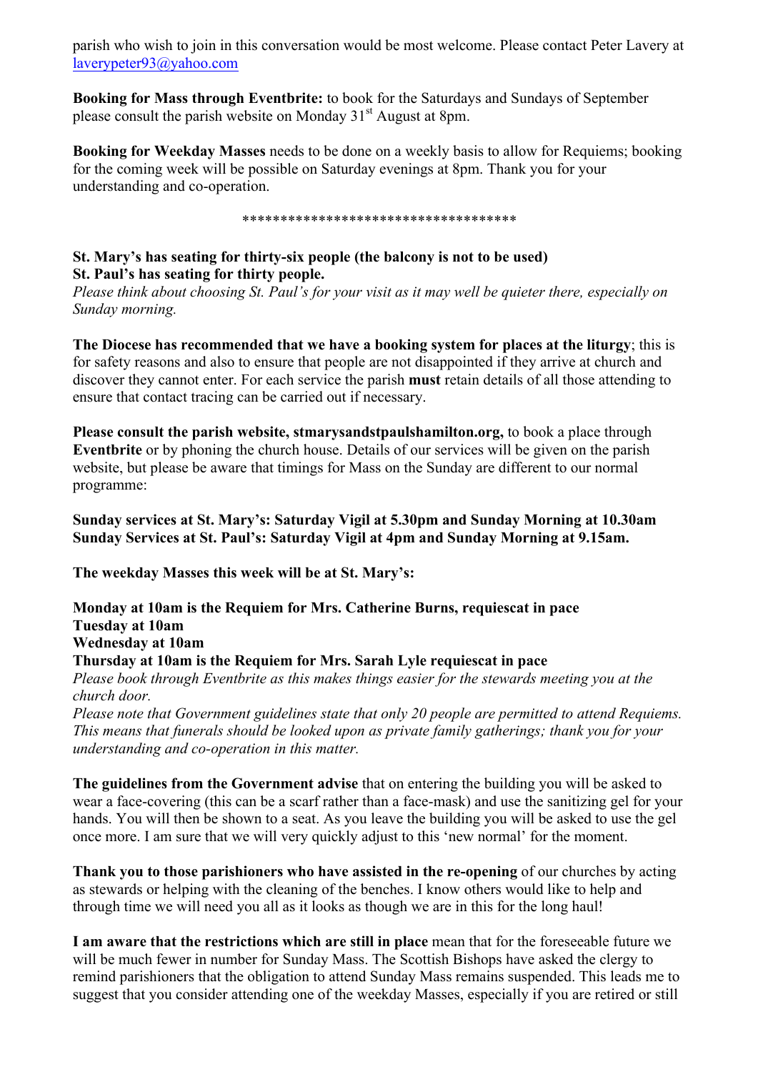parish who wish to join in this conversation would be most welcome. Please contact Peter Lavery at laverypeter93@yahoo.com

**Booking for Mass through Eventbrite:** to book for the Saturdays and Sundays of September please consult the parish website on Monday 31st August at 8pm.

**Booking for Weekday Masses** needs to be done on a weekly basis to allow for Requiems; booking for the coming week will be possible on Saturday evenings at 8pm. Thank you for your understanding and co-operation.

***********************************

**St. Mary's has seating for thirty-six people (the balcony is not to be used)**
**St. Paul's has seating for thirty people.**
*Please think about choosing St. Paul's for your visit as it may well be quieter there, especially on Sunday morning.*

**The Diocese has recommended that we have a booking system for places at the liturgy**; this is for safety reasons and also to ensure that people are not disappointed if they arrive at church and discover they cannot enter. For each service the parish **must** retain details of all those attending to ensure that contact tracing can be carried out if necessary.

**Please consult the parish website, stmarysandstpaulshamilton.org,** to book a place through **Eventbrite** or by phoning the church house. Details of our services will be given on the parish website, but please be aware that timings for Mass on the Sunday are different to our normal programme:

**Sunday services at St. Mary's: Saturday Vigil at 5.30pm and Sunday Morning at 10.30am**
**Sunday Services at St. Paul's: Saturday Vigil at 4pm and Sunday Morning at 9.15am.**

**The weekday Masses this week will be at St. Mary's:**

**Monday at 10am is the Requiem for Mrs. Catherine Burns, requiescat in pace**
**Tuesday at 10am**
**Wednesday at 10am**
**Thursday at 10am is the Requiem for Mrs. Sarah Lyle requiescat in pace**
*Please book through Eventbrite as this makes things easier for the stewards meeting you at the church door.*
*Please note that Government guidelines state that only 20 people are permitted to attend Requiems. This means that funerals should be looked upon as private family gatherings; thank you for your understanding and co-operation in this matter.*

**The guidelines from the Government advise** that on entering the building you will be asked to wear a face-covering (this can be a scarf rather than a face-mask) and use the sanitizing gel for your hands. You will then be shown to a seat. As you leave the building you will be asked to use the gel once more. I am sure that we will very quickly adjust to this 'new normal' for the moment.

**Thank you to those parishioners who have assisted in the re-opening** of our churches by acting as stewards or helping with the cleaning of the benches. I know others would like to help and through time we will need you all as it looks as though we are in this for the long haul!

**I am aware that the restrictions which are still in place** mean that for the foreseeable future we will be much fewer in number for Sunday Mass. The Scottish Bishops have asked the clergy to remind parishioners that the obligation to attend Sunday Mass remains suspended. This leads me to suggest that you consider attending one of the weekday Masses, especially if you are retired or still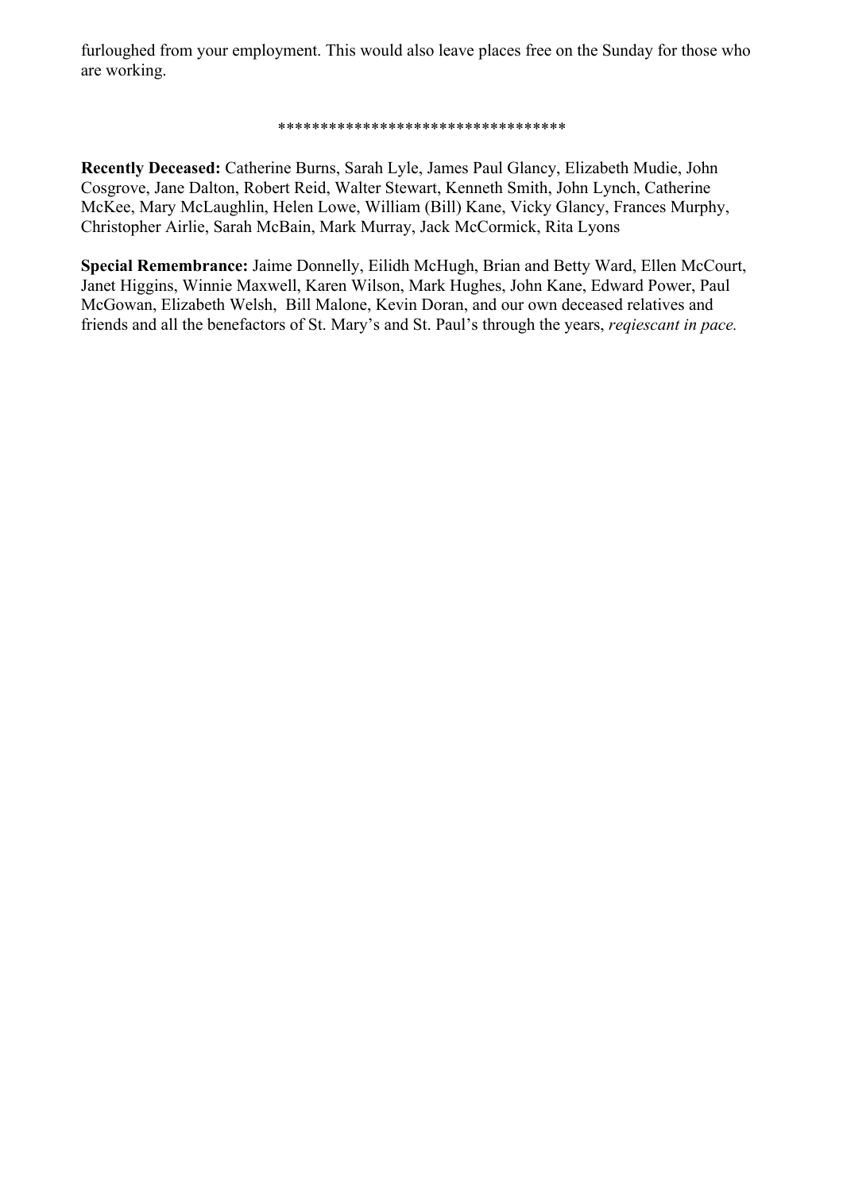furloughed from your employment. This would also leave places free on the Sunday for those who are working.

**********************************

**Recently Deceased:** Catherine Burns, Sarah Lyle, James Paul Glancy, Elizabeth Mudie, John Cosgrove, Jane Dalton, Robert Reid, Walter Stewart, Kenneth Smith, John Lynch, Catherine McKee, Mary McLaughlin, Helen Lowe, William (Bill) Kane, Vicky Glancy, Frances Murphy, Christopher Airlie, Sarah McBain, Mark Murray, Jack McCormick, Rita Lyons

**Special Remembrance:** Jaime Donnelly, Eilidh McHugh, Brian and Betty Ward, Ellen McCourt, Janet Higgins, Winnie Maxwell, Karen Wilson, Mark Hughes, John Kane, Edward Power, Paul McGowan, Elizabeth Welsh, Bill Malone, Kevin Doran, and our own deceased relatives and friends and all the benefactors of St. Mary's and St. Paul's through the years, *reqiescant in pace.*